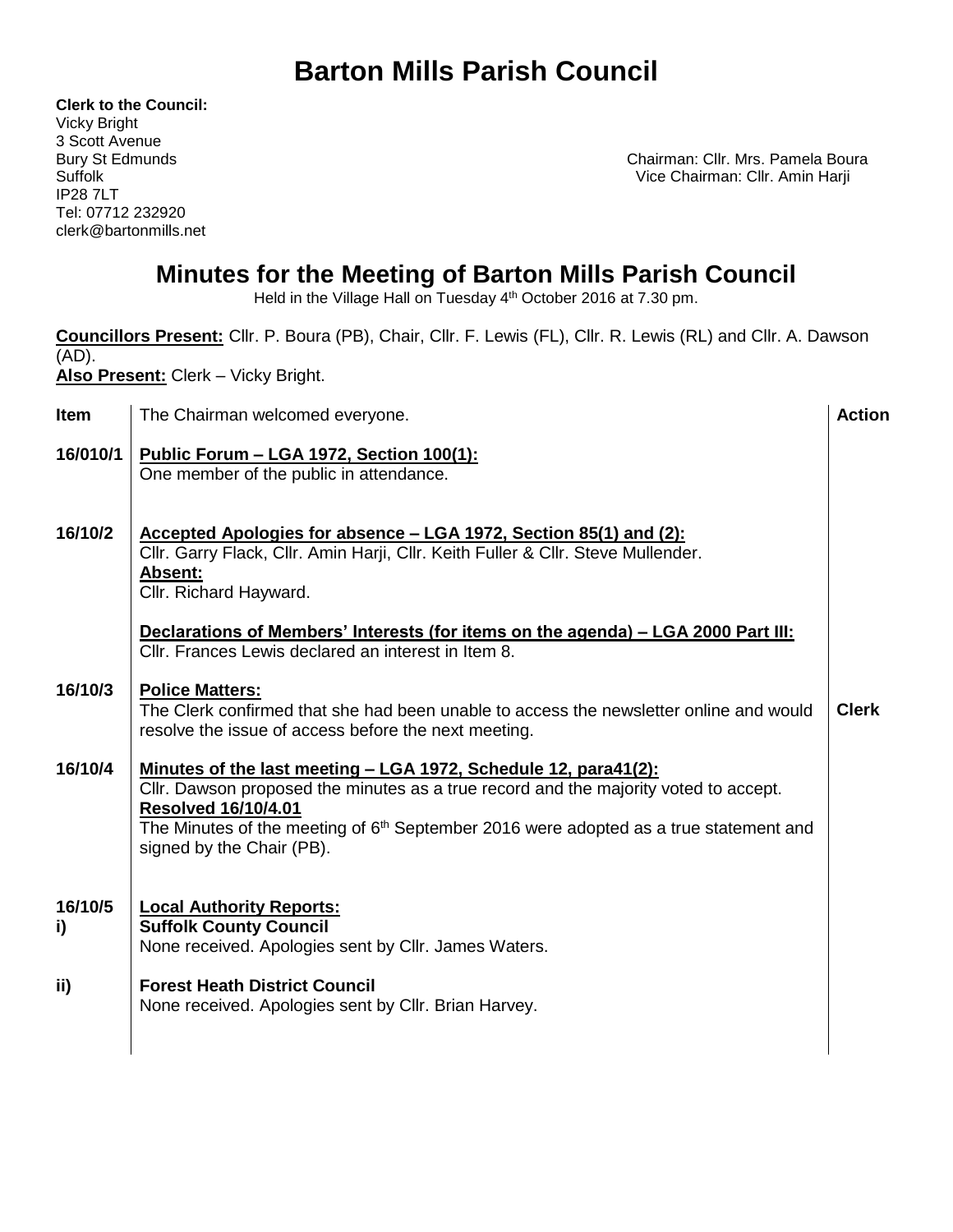# Barton Mills Parish Council

**Clerk to the Council:**
Vicky Bright
3 Scott Avenue
Bury St Edmunds
Suffolk
IP28 7LT
Tel: 07712 232920
clerk@bartonmills.net

Chairman: Cllr. Mrs. Pamela Boura
Vice Chairman: Cllr. Amin Harji

## Minutes for the Meeting of Barton Mills Parish Council

Held in the Village Hall on Tuesday 4th October 2016 at 7.30 pm.

**Councillors Present:** Cllr. P. Boura (PB), Chair, Cllr. F. Lewis (FL), Cllr. R. Lewis (RL) and Cllr. A. Dawson (AD).
**Also Present:** Clerk – Vicky Bright.

| Item | The Chairman welcomed everyone. | Action |
|---|---|---|
| 16/010/1 | **Public Forum – LGA 1972, Section 100(1):**<br>One member of the public in attendance. | |
| 16/10/2 | **Accepted Apologies for absence – LGA 1972, Section 85(1) and (2):**<br>Cllr. Garry Flack, Cllr. Amin Harji, Cllr. Keith Fuller & Cllr. Steve Mullender.<br>**Absent:**<br>Cllr. Richard Hayward.<br><br>**Declarations of Members' Interests (for items on the agenda) – LGA 2000 Part III:**<br>Cllr. Frances Lewis declared an interest in Item 8. | |
| 16/10/3 | **Police Matters:**<br>The Clerk confirmed that she had been unable to access the newsletter online and would resolve the issue of access before the next meeting. | **Clerk** |
| 16/10/4 | **Minutes of the last meeting – LGA 1972, Schedule 12, para41(2):**<br>Cllr. Dawson proposed the minutes as a true record and the majority voted to accept.<br>**Resolved 16/10/4.01**<br>The Minutes of the meeting of 6th September 2016 were adopted as a true statement and signed by the Chair (PB). | |
| 16/10/5<br>i) | **Local Authority Reports:**<br>**Suffolk County Council**<br>None received. Apologies sent by Cllr. James Waters. | |
| ii) | **Forest Heath District Council**<br>None received. Apologies sent by Cllr. Brian Harvey. | |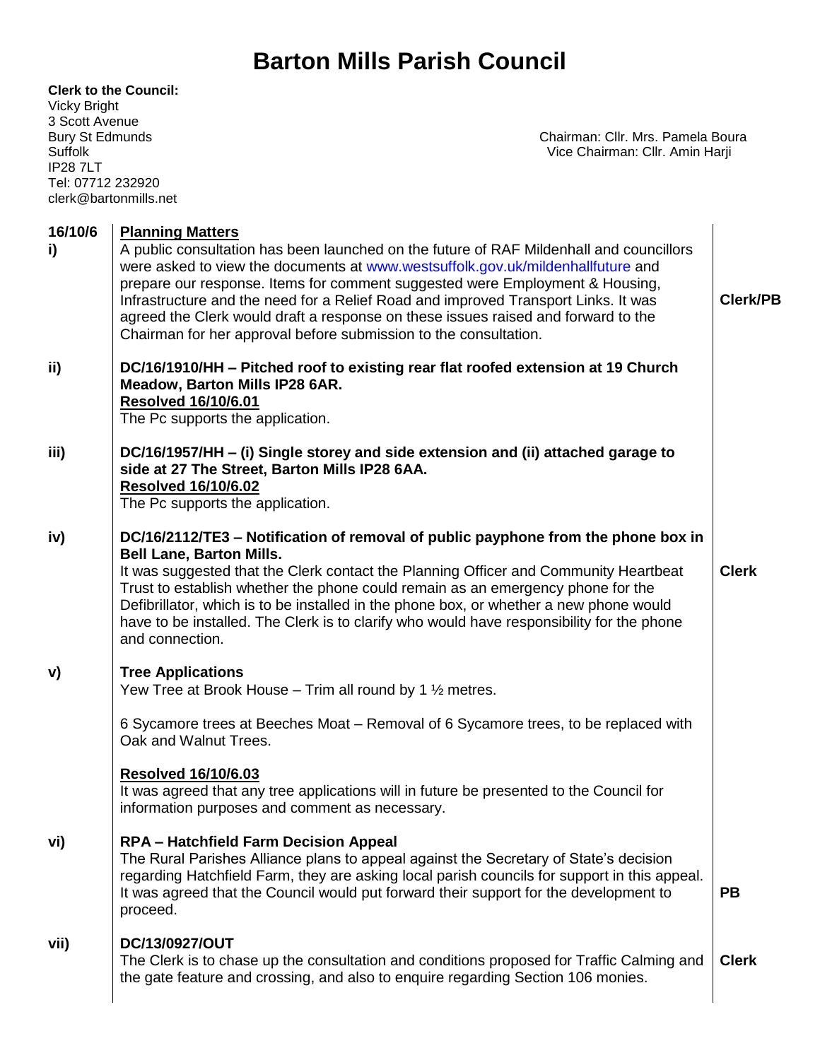# Barton Mills Parish Council

**Clerk to the Council:**
Vicky Bright
3 Scott Avenue
Bury St Edmunds
Suffolk
IP28 7LT
Tel: 07712 232920
clerk@bartonmills.net

Chairman: Cllr. Mrs. Pamela Boura
Vice Chairman: Cllr. Amin Harji

| | | |
|---|---|---|
| **16/10/6 i)** | **Planning Matters** <br> A public consultation has been launched on the future of RAF Mildenhall and councillors were asked to view the documents at www.westsuffolk.gov.uk/mildenhallfuture and prepare our response. Items for comment suggested were Employment & Housing, Infrastructure and the need for a Relief Road and improved Transport Links. It was agreed the Clerk would draft a response on these issues raised and forward to the Chairman for her approval before submission to the consultation. | **Clerk/PB** |
| **ii)** | **DC/16/1910/HH – Pitched roof to existing rear flat roofed extension at 19 Church Meadow, Barton Mills IP28 6AR.** <br> **Resolved 16/10/6.01** <br> The Pc supports the application. | |
| **iii)** | **DC/16/1957/HH – (i) Single storey and side extension and (ii) attached garage to side at 27 The Street, Barton Mills IP28 6AA.** <br> **Resolved 16/10/6.02** <br> The Pc supports the application. | |
| **iv)** | **DC/16/2112/TE3 – Notification of removal of public payphone from the phone box in Bell Lane, Barton Mills.** <br> It was suggested that the Clerk contact the Planning Officer and Community Heartbeat Trust to establish whether the phone could remain as an emergency phone for the Defibrillator, which is to be installed in the phone box, or whether a new phone would have to be installed. The Clerk is to clarify who would have responsibility for the phone and connection. | **Clerk** |
| **v)** | **Tree Applications** <br> Yew Tree at Brook House – Trim all round by 1 ½ metres. <br><br> 6 Sycamore trees at Beeches Moat – Removal of 6 Sycamore trees, to be replaced with Oak and Walnut Trees. <br><br> **Resolved 16/10/6.03** <br> It was agreed that any tree applications will in future be presented to the Council for information purposes and comment as necessary. | |
| **vi)** | **RPA – Hatchfield Farm Decision Appeal** <br> The Rural Parishes Alliance plans to appeal against the Secretary of State's decision regarding Hatchfield Farm, they are asking local parish councils for support in this appeal. It was agreed that the Council would put forward their support for the development to proceed. | **PB** |
| **vii)** | **DC/13/0927/OUT** <br> The Clerk is to chase up the consultation and conditions proposed for Traffic Calming and the gate feature and crossing, and also to enquire regarding Section 106 monies. | **Clerk** |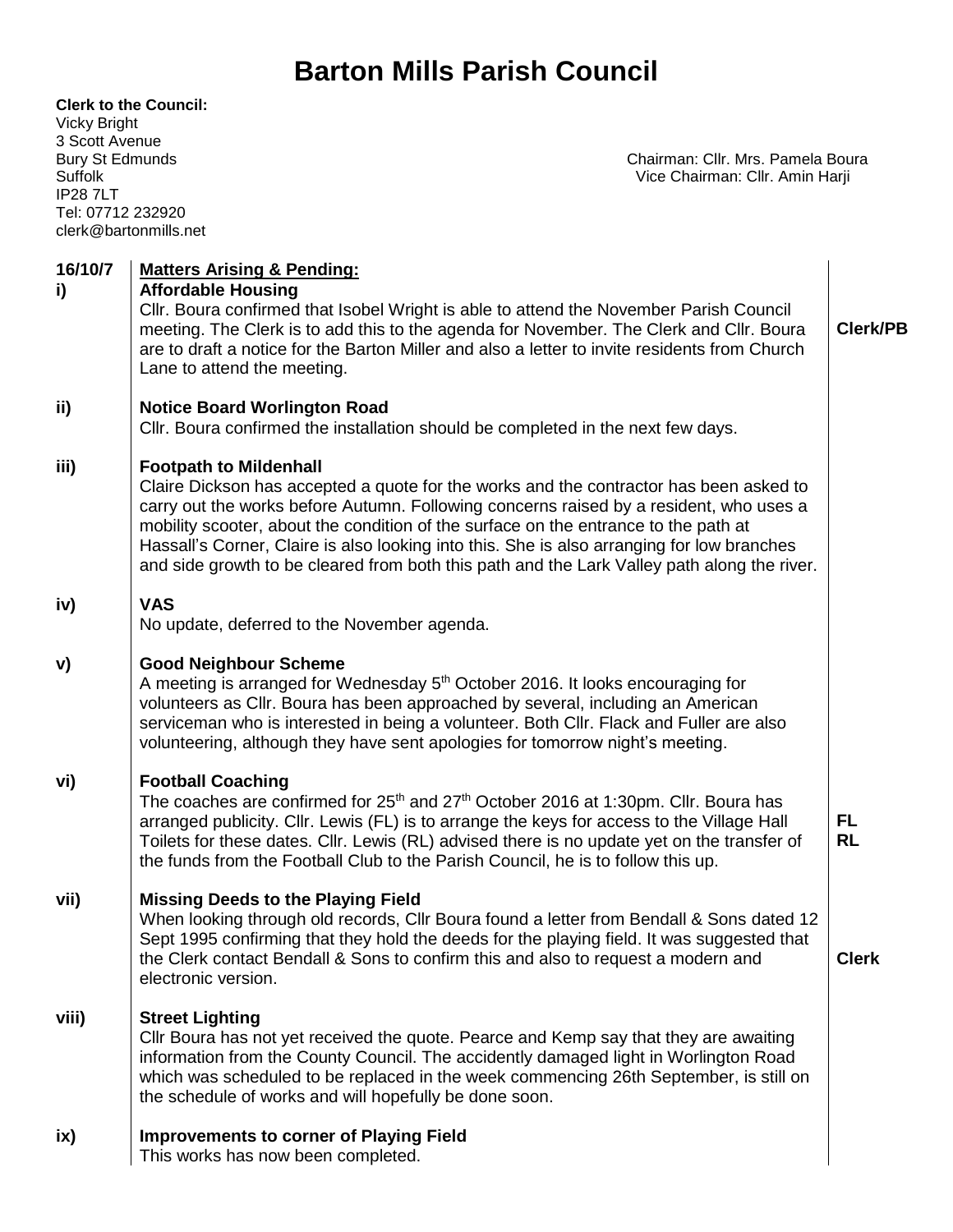# Barton Mills Parish Council

**Clerk to the Council:**
Vicky Bright
3 Scott Avenue
Bury St Edmunds
Suffolk
IP28 7LT
Tel: 07712 232920
clerk@bartonmills.net

Chairman: Cllr. Mrs. Pamela Boura
Vice Chairman: Cllr. Amin Harji

| | | |
|---|---|---|
| **16/10/7 i)** | **<u>Matters Arising & Pending:</u>**<br>**Affordable Housing**<br>Cllr. Boura confirmed that Isobel Wright is able to attend the November Parish Council meeting. The Clerk is to add this to the agenda for November. The Clerk and Cllr. Boura are to draft a notice for the Barton Miller and also a letter to invite residents from Church Lane to attend the meeting. | **Clerk/PB** |
| **ii)** | **Notice Board Worlington Road**<br>Cllr. Boura confirmed the installation should be completed in the next few days. | |
| **iii)** | **Footpath to Mildenhall**<br>Claire Dickson has accepted a quote for the works and the contractor has been asked to carry out the works before Autumn. Following concerns raised by a resident, who uses a mobility scooter, about the condition of the surface on the entrance to the path at Hassall's Corner, Claire is also looking into this. She is also arranging for low branches and side growth to be cleared from both this path and the Lark Valley path along the river. | |
| **iv)** | **VAS**<br>No update, deferred to the November agenda. | |
| **v)** | **Good Neighbour Scheme**<br>A meeting is arranged for Wednesday 5th October 2016. It looks encouraging for volunteers as Cllr. Boura has been approached by several, including an American serviceman who is interested in being a volunteer. Both Cllr. Flack and Fuller are also volunteering, although they have sent apologies for tomorrow night's meeting. | |
| **vi)** | **Football Coaching**<br>The coaches are confirmed for 25th and 27th October 2016 at 1:30pm. Cllr. Boura has arranged publicity. Cllr. Lewis (FL) is to arrange the keys for access to the Village Hall Toilets for these dates. Cllr. Lewis (RL) advised there is no update yet on the transfer of the funds from the Football Club to the Parish Council, he is to follow this up. | **FL**<br>**RL** |
| **vii)** | **Missing Deeds to the Playing Field**<br>When looking through old records, Cllr Boura found a letter from Bendall & Sons dated 12 Sept 1995 confirming that they hold the deeds for the playing field. It was suggested that the Clerk contact Bendall & Sons to confirm this and also to request a modern and electronic version. | **Clerk** |
| **viii)** | **Street Lighting**<br>Cllr Boura has not yet received the quote. Pearce and Kemp say that they are awaiting information from the County Council. The accidently damaged light in Worlington Road which was scheduled to be replaced in the week commencing 26th September, is still on the schedule of works and will hopefully be done soon. | |
| **ix)** | **Improvements to corner of Playing Field**<br>This works has now been completed. | |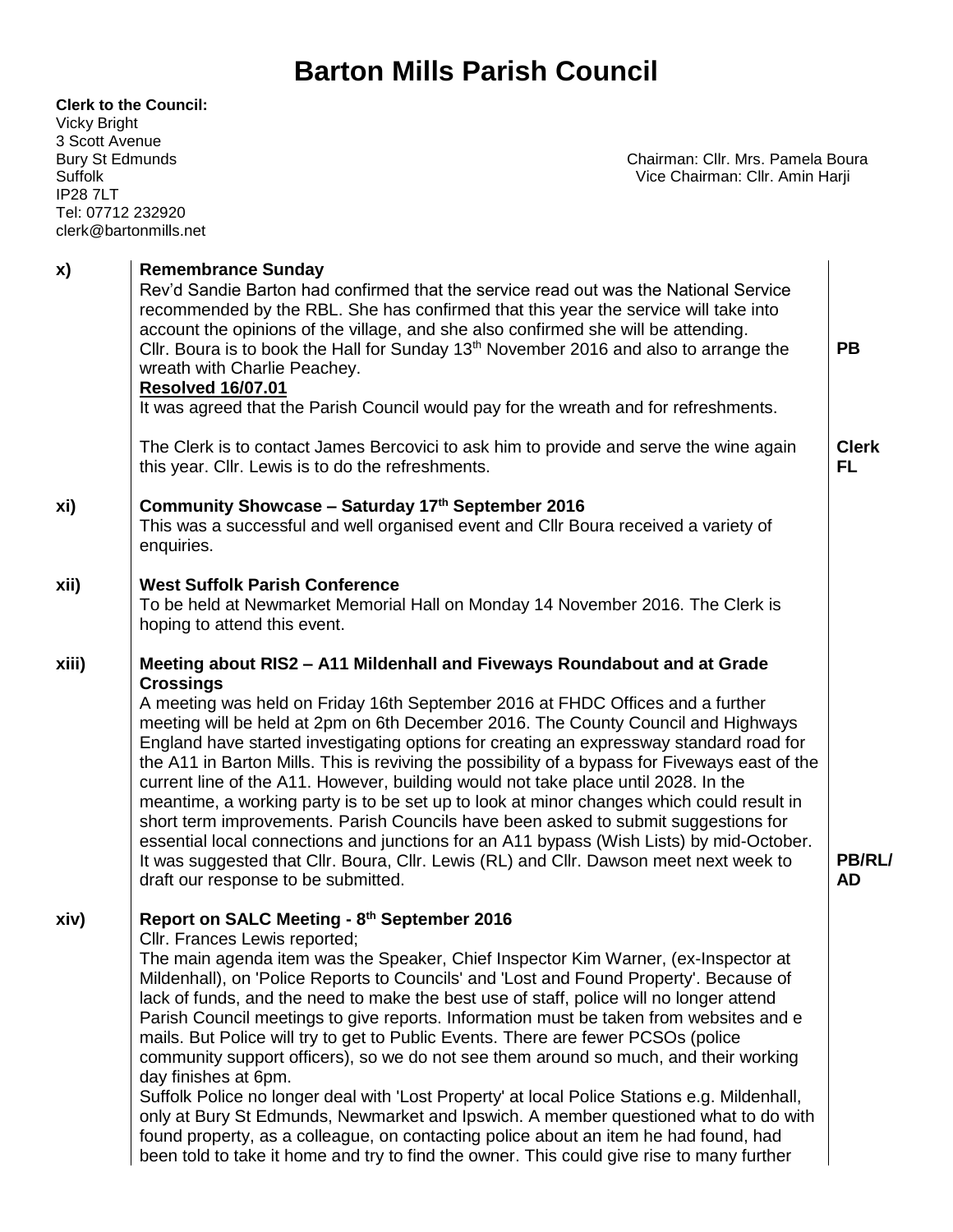# Barton Mills Parish Council

**Clerk to the Council:**
Vicky Bright
3 Scott Avenue
Bury St Edmunds
Suffolk
IP28 7LT
Tel: 07712 232920
clerk@bartonmills.net

Chairman: Cllr. Mrs. Pamela Boura
Vice Chairman: Cllr. Amin Harji

| | | |
|---|---|---|
| **x)** | **Remembrance Sunday**<br>Rev'd Sandie Barton had confirmed that the service read out was the National Service recommended by the RBL. She has confirmed that this year the service will take into account the opinions of the village, and she also confirmed she will be attending.<br>Cllr. Boura is to book the Hall for Sunday 13th November 2016 and also to arrange the wreath with Charlie Peachey.<br>**Resolved 16/07.01**<br>It was agreed that the Parish Council would pay for the wreath and for refreshments.<br><br>The Clerk is to contact James Bercovici to ask him to provide and serve the wine again this year. Cllr. Lewis is to do the refreshments. | **PB**<br><br><br>**Clerk**<br>**FL** |
| **xi)** | **Community Showcase – Saturday 17th September 2016**<br>This was a successful and well organised event and Cllr Boura received a variety of enquiries. | |
| **xii)** | **West Suffolk Parish Conference**<br>To be held at Newmarket Memorial Hall on Monday 14 November 2016. The Clerk is hoping to attend this event. | |
| **xiii)** | **Meeting about RIS2 – A11 Mildenhall and Fiveways Roundabout and at Grade Crossings**<br>A meeting was held on Friday 16th September 2016 at FHDC Offices and a further meeting will be held at 2pm on 6th December 2016. The County Council and Highways England have started investigating options for creating an expressway standard road for the A11 in Barton Mills. This is reviving the possibility of a bypass for Fiveways east of the current line of the A11. However, building would not take place until 2028. In the meantime, a working party is to be set up to look at minor changes which could result in short term improvements. Parish Councils have been asked to submit suggestions for essential local connections and junctions for an A11 bypass (Wish Lists) by mid-October. It was suggested that Cllr. Boura, Cllr. Lewis (RL) and Cllr. Dawson meet next week to draft our response to be submitted. | **PB/RL/ AD** |
| **xiv)** | **Report on SALC Meeting - 8th September 2016**<br>Cllr. Frances Lewis reported;<br>The main agenda item was the Speaker, Chief Inspector Kim Warner, (ex-Inspector at Mildenhall), on 'Police Reports to Councils' and 'Lost and Found Property'. Because of lack of funds, and the need to make the best use of staff, police will no longer attend Parish Council meetings to give reports. Information must be taken from websites and e mails. But Police will try to get to Public Events. There are fewer PCSOs (police community support officers), so we do not see them around so much, and their working day finishes at 6pm.<br>Suffolk Police no longer deal with 'Lost Property' at local Police Stations e.g. Mildenhall, only at Bury St Edmunds, Newmarket and Ipswich. A member questioned what to do with found property, as a colleague, on contacting police about an item he had found, had been told to take it home and try to find the owner. This could give rise to many further | |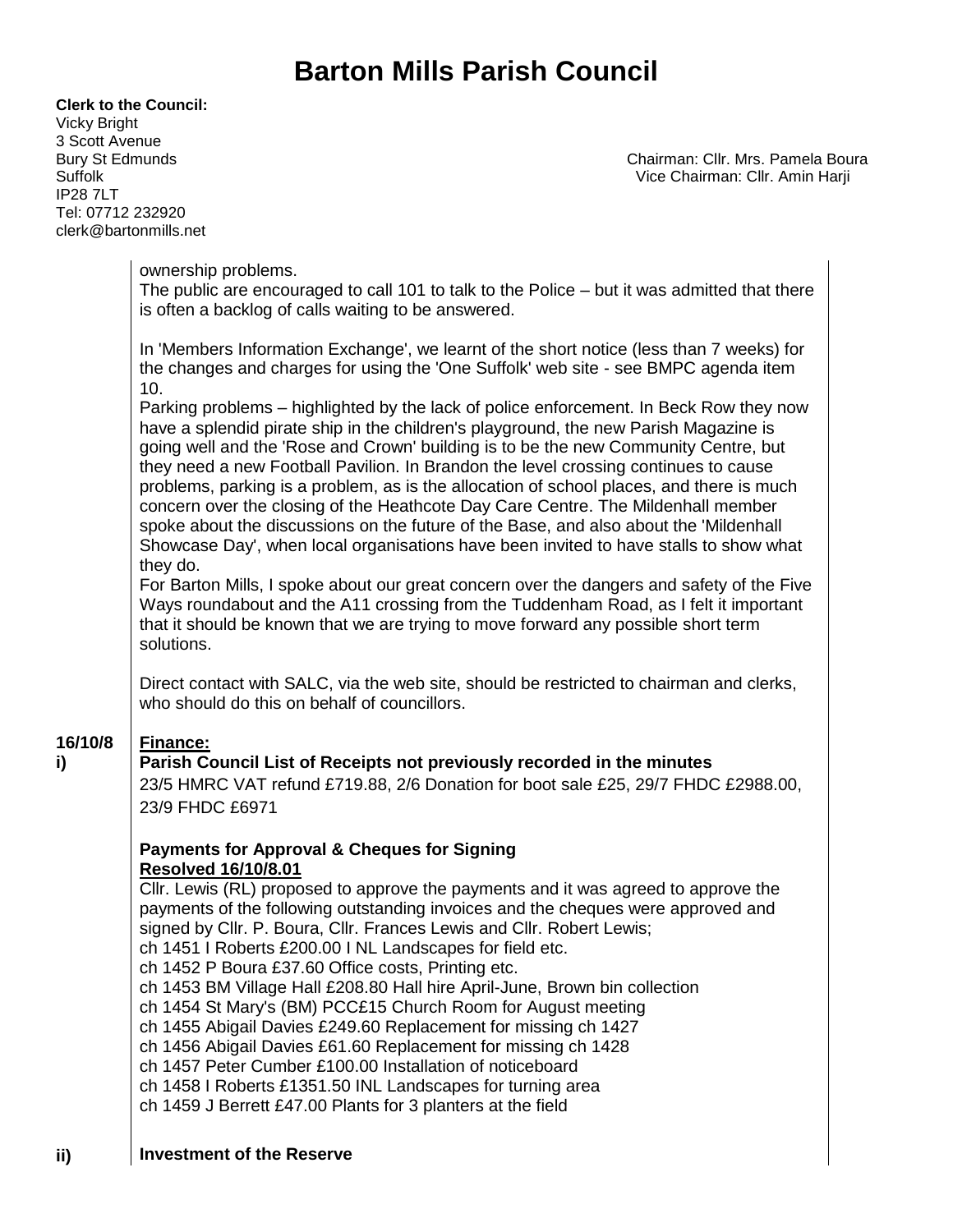# Barton Mills Parish Council

**Clerk to the Council:**
Vicky Bright
3 Scott Avenue
Bury St Edmunds
Suffolk
IP28 7LT
Tel: 07712 232920
clerk@bartonmills.net

Chairman: Cllr. Mrs. Pamela Boura
Vice Chairman: Cllr. Amin Harji

ownership problems.
The public are encouraged to call 101 to talk to the Police – but it was admitted that there is often a backlog of calls waiting to be answered.

In 'Members Information Exchange', we learnt of the short notice (less than 7 weeks) for the changes and charges for using the 'One Suffolk' web site - see BMPC agenda item 10.
Parking problems – highlighted by the lack of police enforcement. In Beck Row they now have a splendid pirate ship in the children's playground, the new Parish Magazine is going well and the 'Rose and Crown' building is to be the new Community Centre, but they need a new Football Pavilion. In Brandon the level crossing continues to cause problems, parking is a problem, as is the allocation of school places, and there is much concern over the closing of the Heathcote Day Care Centre. The Mildenhall member spoke about the discussions on the future of the Base, and also about the 'Mildenhall Showcase Day', when local organisations have been invited to have stalls to show what they do.
For Barton Mills, I spoke about our great concern over the dangers and safety of the Five Ways roundabout and the A11 crossing from the Tuddenham Road, as I felt it important that it should be known that we are trying to move forward any possible short term solutions.

Direct contact with SALC, via the web site, should be restricted to chairman and clerks, who should do this on behalf of councillors.

**16/10/8 i)** **Finance:**

**Parish Council List of Receipts not previously recorded in the minutes**
23/5 HMRC VAT refund £719.88, 2/6 Donation for boot sale £25, 29/7 FHDC £2988.00, 23/9 FHDC £6971

**Payments for Approval & Cheques for Signing**
**Resolved 16/10/8.01**
Cllr. Lewis (RL) proposed to approve the payments and it was agreed to approve the payments of the following outstanding invoices and the cheques were approved and signed by Cllr. P. Boura, Cllr. Frances Lewis and Cllr. Robert Lewis;
ch 1451 I Roberts £200.00 I NL Landscapes for field etc.
ch 1452 P Boura £37.60 Office costs, Printing etc.
ch 1453 BM Village Hall £208.80 Hall hire April-June, Brown bin collection
ch 1454 St Mary's (BM) PCC£15 Church Room for August meeting
ch 1455 Abigail Davies £249.60 Replacement for missing ch 1427
ch 1456 Abigail Davies £61.60 Replacement for missing ch 1428
ch 1457 Peter Cumber £100.00 Installation of noticeboard
ch 1458 I Roberts £1351.50 INL Landscapes for turning area
ch 1459 J Berrett £47.00 Plants for 3 planters at the field

**ii)** **Investment of the Reserve**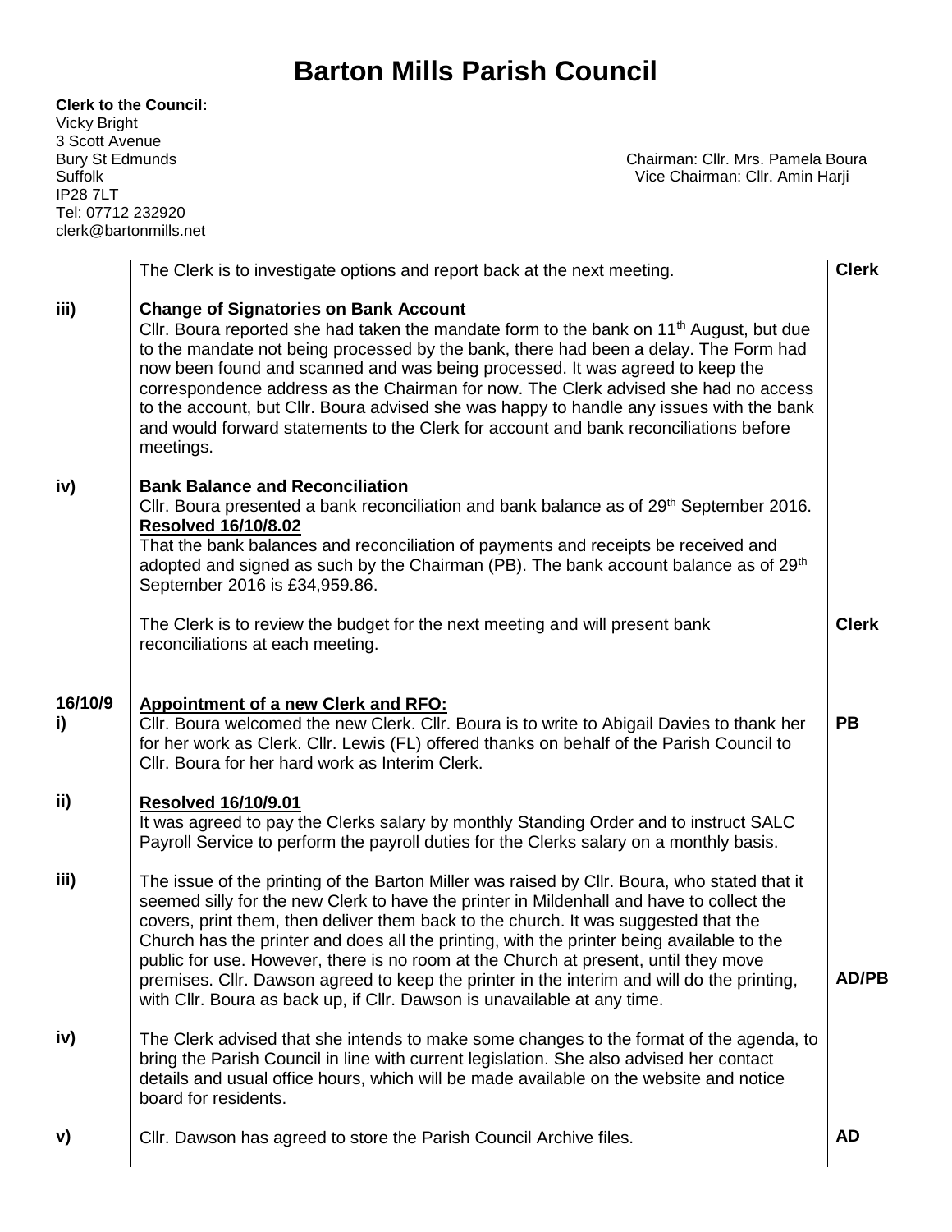# Barton Mills Parish Council

**Clerk to the Council:**
Vicky Bright
3 Scott Avenue
Bury St Edmunds
Suffolk
IP28 7LT
Tel: 07712 232920
clerk@bartonmills.net

Chairman: Cllr. Mrs. Pamela Boura
Vice Chairman: Cllr. Amin Harji

| | | |
|---|---|---|
| | The Clerk is to investigate options and report back at the next meeting. | **Clerk** |
| **iii)** | **Change of Signatories on Bank Account**<br>Cllr. Boura reported she had taken the mandate form to the bank on 11th August, but due to the mandate not being processed by the bank, there had been a delay. The Form had now been found and scanned and was being processed. It was agreed to keep the correspondence address as the Chairman for now. The Clerk advised she had no access to the account, but Cllr. Boura advised she was happy to handle any issues with the bank and would forward statements to the Clerk for account and bank reconciliations before meetings. | |
| **iv)** | **Bank Balance and Reconciliation**<br>Cllr. Boura presented a bank reconciliation and bank balance as of 29th September 2016.<br>**Resolved 16/10/8.02**<br>That the bank balances and reconciliation of payments and receipts be received and adopted and signed as such by the Chairman (PB). The bank account balance as of 29th September 2016 is £34,959.86. | |
| | The Clerk is to review the budget for the next meeting and will present bank reconciliations at each meeting. | **Clerk** |
| **16/10/9 i)** | **Appointment of a new Clerk and RFO:**<br>Cllr. Boura welcomed the new Clerk. Cllr. Boura is to write to Abigail Davies to thank her for her work as Clerk. Cllr. Lewis (FL) offered thanks on behalf of the Parish Council to Cllr. Boura for her hard work as Interim Clerk. | **PB** |
| **ii)** | **Resolved 16/10/9.01**<br>It was agreed to pay the Clerks salary by monthly Standing Order and to instruct SALC Payroll Service to perform the payroll duties for the Clerks salary on a monthly basis. | |
| **iii)** | The issue of the printing of the Barton Miller was raised by Cllr. Boura, who stated that it seemed silly for the new Clerk to have the printer in Mildenhall and have to collect the covers, print them, then deliver them back to the church. It was suggested that the Church has the printer and does all the printing, with the printer being available to the public for use. However, there is no room at the Church at present, until they move premises. Cllr. Dawson agreed to keep the printer in the interim and will do the printing, with Cllr. Boura as back up, if Cllr. Dawson is unavailable at any time. | **AD/PB** |
| **iv)** | The Clerk advised that she intends to make some changes to the format of the agenda, to bring the Parish Council in line with current legislation. She also advised her contact details and usual office hours, which will be made available on the website and notice board for residents. | |
| **v)** | Cllr. Dawson has agreed to store the Parish Council Archive files. | **AD** |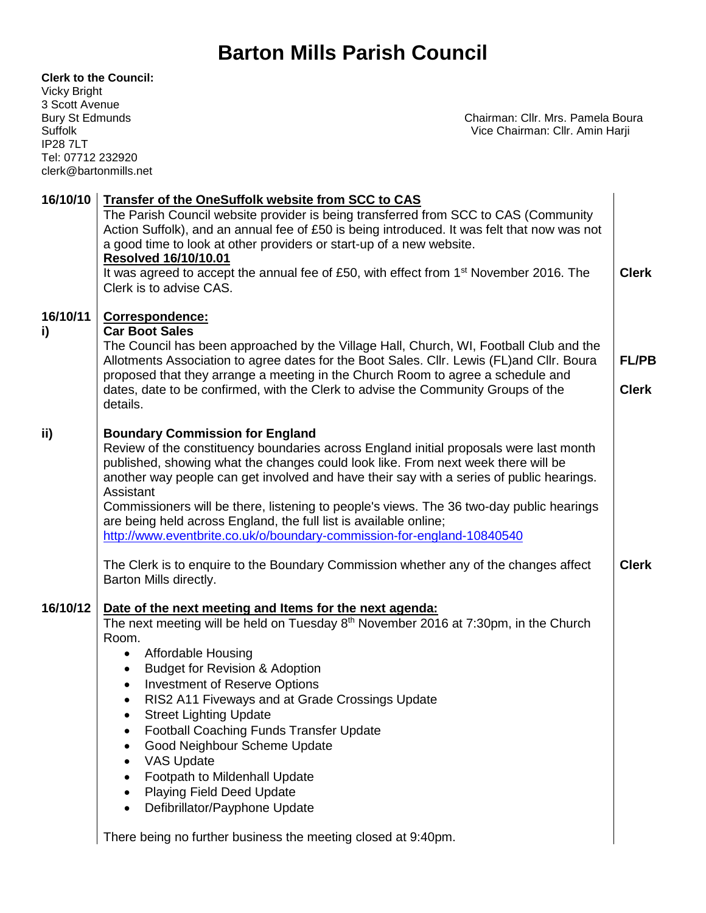# Barton Mills Parish Council

**Clerk to the Council:**
Vicky Bright
3 Scott Avenue
Bury St Edmunds
Suffolk
IP28 7LT
Tel: 07712 232920
clerk@bartonmills.net

Chairman: Cllr. Mrs. Pamela Boura
Vice Chairman: Cllr. Amin Harji

| | | |
|---|---|---|
| **16/10/10** | **Transfer of the OneSuffolk website from SCC to CAS**<br>The Parish Council website provider is being transferred from SCC to CAS (Community Action Suffolk), and an annual fee of £50 is being introduced. It was felt that now was not a good time to look at other providers or start-up of a new website.<br>**Resolved 16/10/10.01**<br>It was agreed to accept the annual fee of £50, with effect from 1st November 2016. The Clerk is to advise CAS. | **Clerk** |
| **16/10/11**<br>**i)** | **Correspondence:**<br>**Car Boot Sales**<br>The Council has been approached by the Village Hall, Church, WI, Football Club and the Allotments Association to agree dates for the Boot Sales. Cllr. Lewis (FL)and Cllr. Boura proposed that they arrange a meeting in the Church Room to agree a schedule and dates, date to be confirmed, with the Clerk to advise the Community Groups of the details. | **FL/PB**<br>**Clerk** |
| **ii)** | **Boundary Commission for England**<br>Review of the constituency boundaries across England initial proposals were last month published, showing what the changes could look like. From next week there will be another way people can get involved and have their say with a series of public hearings. Assistant<br>Commissioners will be there, listening to people's views. The 36 two-day public hearings are being held across England, the full list is available online;<br>http://www.eventbrite.co.uk/o/boundary-commission-for-england-10840540<br><br>The Clerk is to enquire to the Boundary Commission whether any of the changes affect Barton Mills directly. | **Clerk** |
| **16/10/12** | **Date of the next meeting and Items for the next agenda:**<br>The next meeting will be held on Tuesday 8th November 2016 at 7:30pm, in the Church Room.<br>• Affordable Housing<br>• Budget for Revision & Adoption<br>• Investment of Reserve Options<br>• RIS2 A11 Fiveways and at Grade Crossings Update<br>• Street Lighting Update<br>• Football Coaching Funds Transfer Update<br>• Good Neighbour Scheme Update<br>• VAS Update<br>• Footpath to Mildenhall Update<br>• Playing Field Deed Update<br>• Defibrillator/Payphone Update<br><br>There being no further business the meeting closed at 9:40pm. | |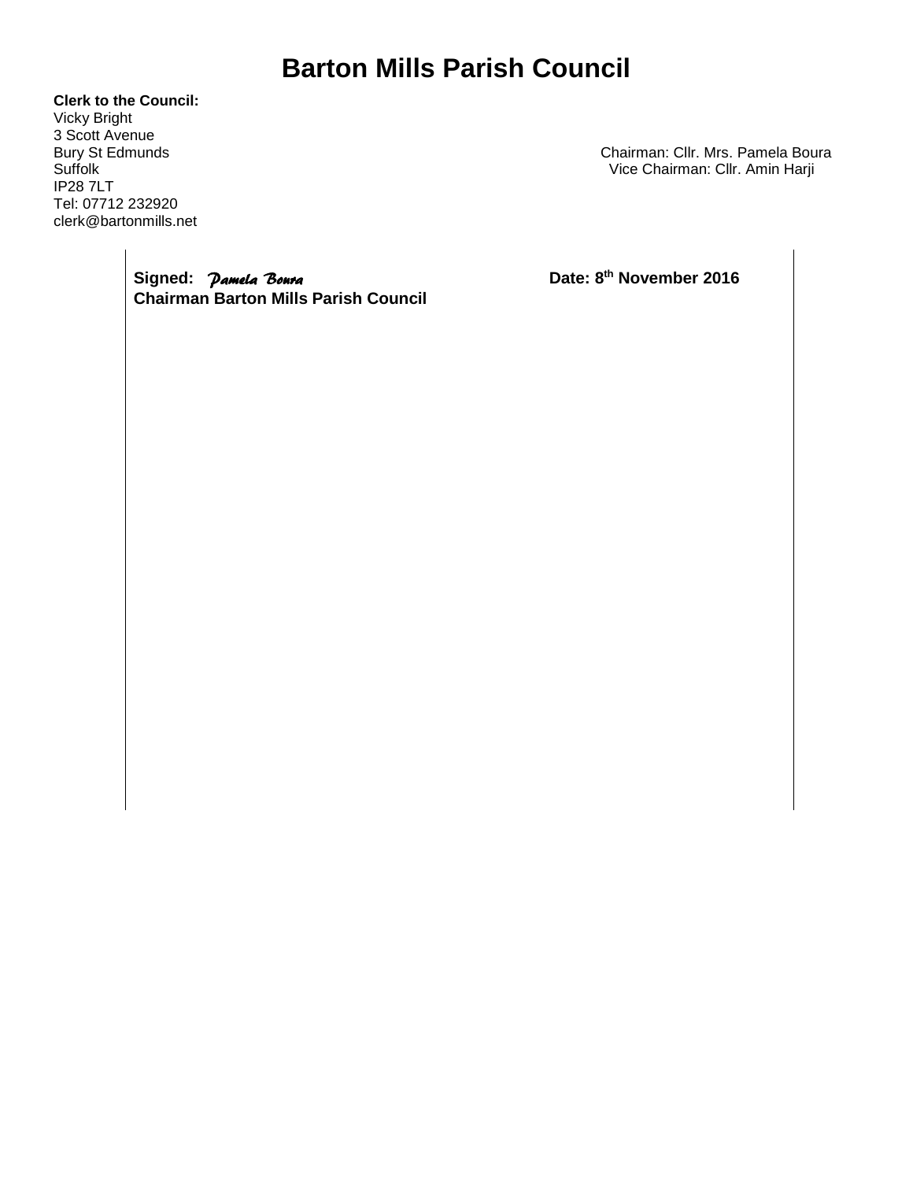# Barton Mills Parish Council

**Clerk to the Council:**
Vicky Bright
3 Scott Avenue
Bury St Edmunds
Suffolk
IP28 7LT
Tel: 07712 232920
clerk@bartonmills.net

Chairman: Cllr. Mrs. Pamela Boura
Vice Chairman: Cllr. Amin Harji

**Signed:** *Pamela Boura* **Date: 8th November 2016**
**Chairman Barton Mills Parish Council**